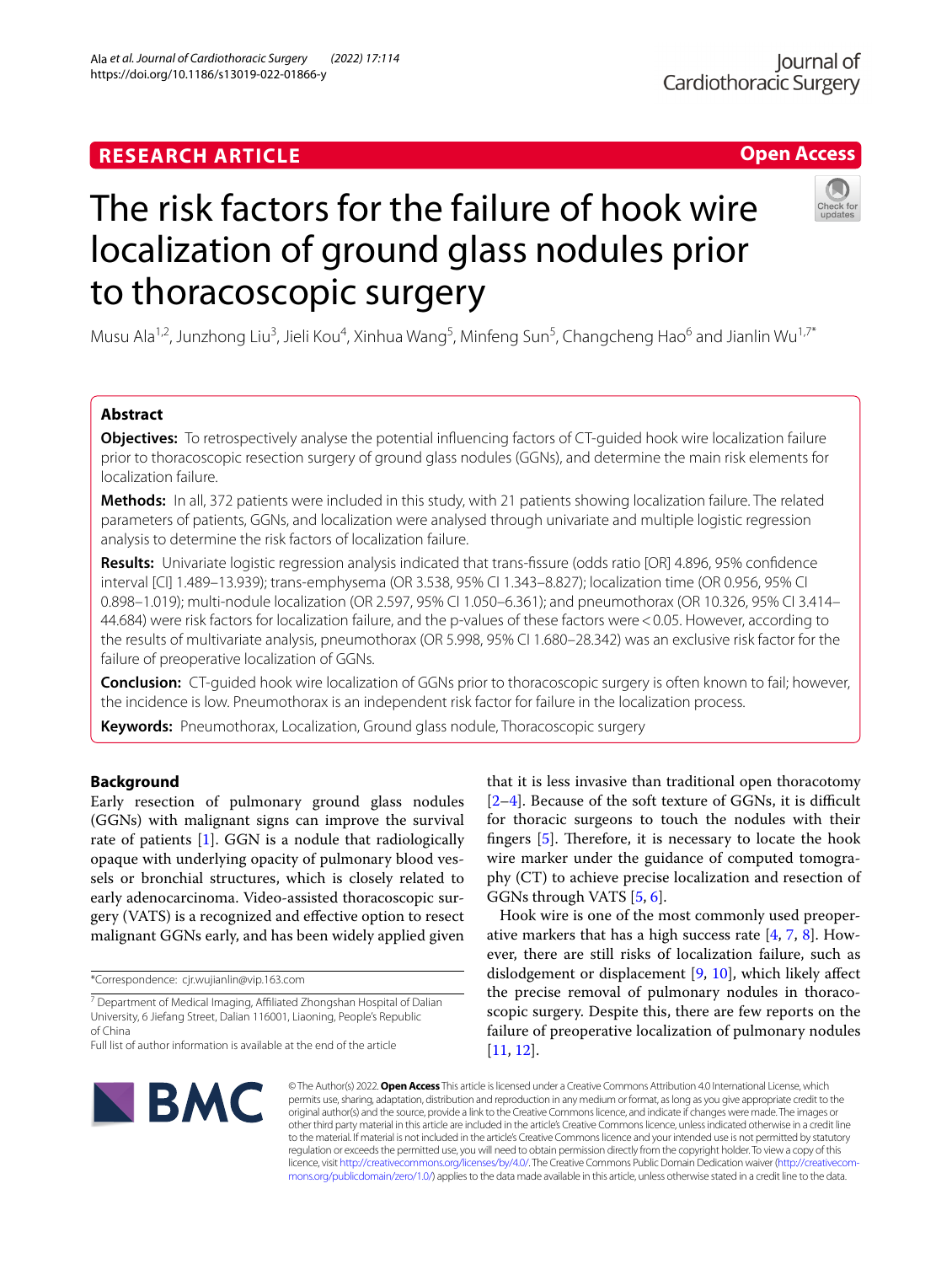RESEARCH ARTICLE

Open Access

# The risk factors for the failure of hook wire localization of ground glass nodules prior to thoracoscopic surgery

Musu Ala[1,2], Junzhong Liu[3], Jieli Kou[4], Xinhua Wang[5], Minfeng Sun[5], Changcheng Hao[6] and Jianlin Wu[1,7*]

## Abstract

**Objectives:** To retrospectively analyse the potential influencing factors of CT-guided hook wire localization failure prior to thoracoscopic resection surgery of ground glass nodules (GGNs), and determine the main risk elements for localization failure.

**Methods:** In all, 372 patients were included in this study, with 21 patients showing localization failure. The related parameters of patients, GGNs, and localization were analysed through univariate and multiple logistic regression analysis to determine the risk factors of localization failure.

**Results:** Univariate logistic regression analysis indicated that trans-fissure (odds ratio [OR] 4.896, 95% confidence interval [CI] 1.489–13.939); trans-emphysema (OR 3.538, 95% CI 1.343–8.827); localization time (OR 0.956, 95% CI 0.898–1.019); multi-nodule localization (OR 2.597, 95% CI 1.050–6.361); and pneumothorax (OR 10.326, 95% CI 3.414–44.684) were risk factors for localization failure, and the p-values of these factors were $<0.05$. However, according to the results of multivariate analysis, pneumothorax (OR 5.998, 95% CI 1.680–28.342) was an exclusive risk factor for the failure of preoperative localization of GGNs.

**Conclusion:** CT-guided hook wire localization of GGNs prior to thoracoscopic surgery is often known to fail; however, the incidence is low. Pneumothorax is an independent risk factor for failure in the localization process.

**Keywords:** Pneumothorax, Localization, Ground glass nodule, Thoracoscopic surgery

## Background

Early resection of pulmonary ground glass nodules (GGNs) with malignant signs can improve the survival rate of patients [1]. GGN is a nodule that radiologically opaque with underlying opacity of pulmonary blood vessels or bronchial structures, which is closely related to early adenocarcinoma. Video-assisted thoracoscopic surgery (VATS) is a recognized and effective option to resect malignant GGNs early, and has been widely applied given that it is less invasive than traditional open thoracotomy [2–4]. Because of the soft texture of GGNs, it is difficult for thoracic surgeons to touch the nodules with their fingers [5]. Therefore, it is necessary to locate the hook wire marker under the guidance of computed tomography (CT) to achieve precise localization and resection of GGNs through VATS [5, 6].

Hook wire is one of the most commonly used preoperative markers that has a high success rate [4, 7, 8]. However, there are still risks of localization failure, such as dislodgement or displacement [9, 10], which likely affect the precise removal of pulmonary nodules in thoracoscopic surgery. Despite this, there are few reports on the failure of preoperative localization of pulmonary nodules [11, 12].

*Correspondence: cjr.wujianlin@vip.163.com

[7] Department of Medical Imaging, Affiliated Zhongshan Hospital of Dalian University, 6 Jiefang Street, Dalian 116001, Liaoning, People's Republic of China

Full list of author information is available at the end of the article

© The Author(s) 2022. **Open Access** This article is licensed under a Creative Commons Attribution 4.0 International License, which permits use, sharing, adaptation, distribution and reproduction in any medium or format, as long as you give appropriate credit to the original author(s) and the source, provide a link to the Creative Commons licence, and indicate if changes were made. The images or other third party material in this article are included in the article's Creative Commons licence, unless indicated otherwise in a credit line to the material. If material is not included in the article's Creative Commons licence and your intended use is not permitted by statutory regulation or exceeds the permitted use, you will need to obtain permission directly from the copyright holder. To view a copy of this licence, visit http://creativecommons.org/licenses/by/4.0/. The Creative Commons Public Domain Dedication waiver (http://creativecommons.org/publicdomain/zero/1.0/) applies to the data made available in this article, unless otherwise stated in a credit line to the data.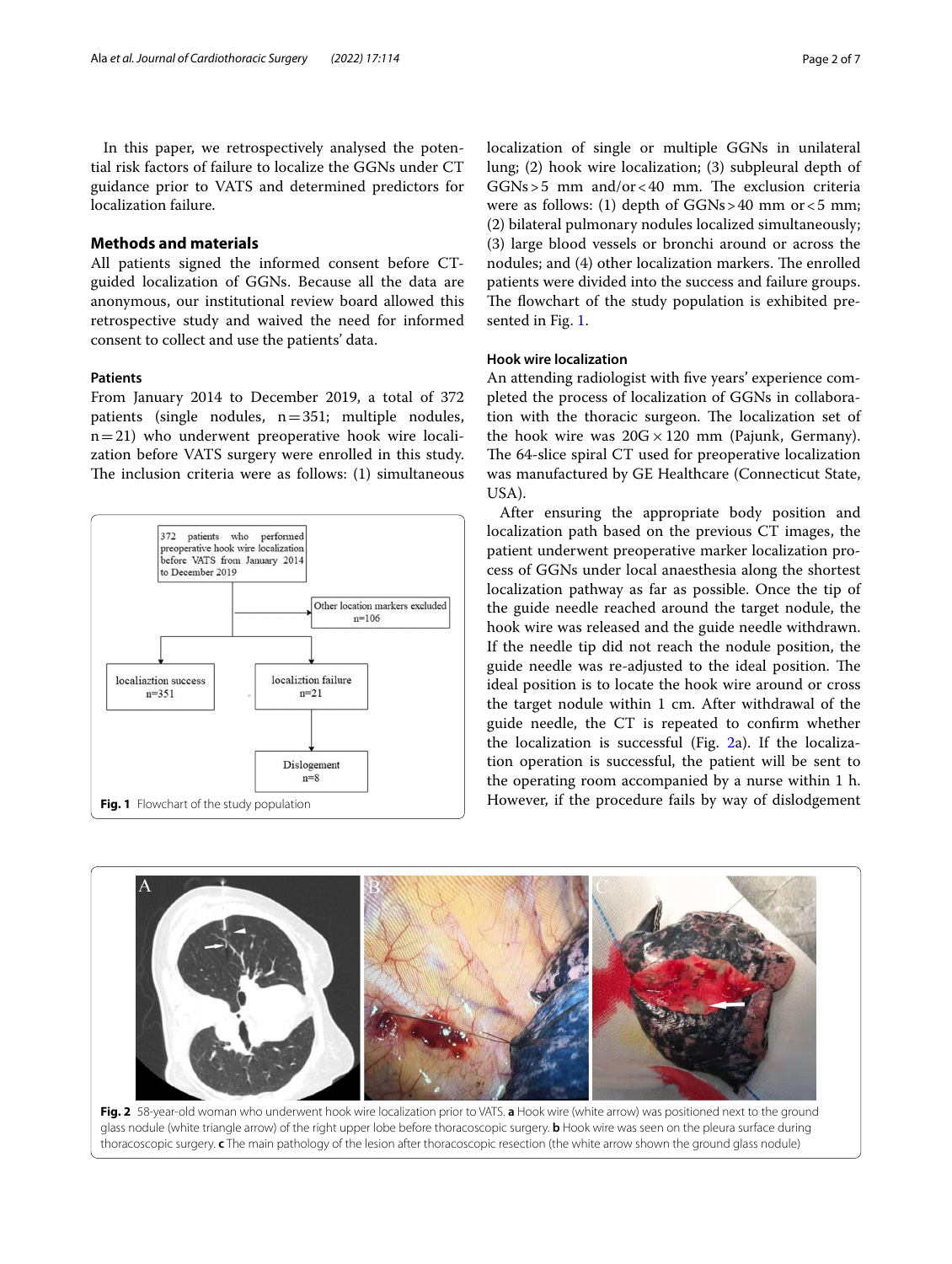In this paper, we retrospectively analysed the potential risk factors of failure to localize the GGNs under CT guidance prior to VATS and determined predictors for localization failure.

## Methods and materials

All patients signed the informed consent before CT-guided localization of GGNs. Because all the data are anonymous, our institutional review board allowed this retrospective study and waived the need for informed consent to collect and use the patients' data.

### Patients

From January 2014 to December 2019, a total of 372 patients (single nodules, n = 351; multiple nodules, n = 21) who underwent preoperative hook wire localization before VATS surgery were enrolled in this study. The inclusion criteria were as follows: (1) simultaneous localization of single or multiple GGNs in unilateral lung; (2) hook wire localization; (3) subpleural depth of GGNs > 5 mm and/or < 40 mm. The exclusion criteria were as follows: (1) depth of GGNs > 40 mm or < 5 mm; (2) bilateral pulmonary nodules localized simultaneously; (3) large blood vessels or bronchi around or across the nodules; and (4) other localization markers. The enrolled patients were divided into the success and failure groups. The flowchart of the study population is exhibited presented in Fig. 1.

372 patients who performed preoperative hook wire localization before VATS from January 2014 to December 2019

Other location markers excluded n=106

localiaztion success n=351

localiztion failure n=21

Dislogement n=8

**Fig. 1** Flowchart of the study population

### Hook wire localization

An attending radiologist with five years' experience completed the process of localization of GGNs in collaboration with the thoracic surgeon. The localization set of the hook wire was 20G × 120 mm (Pajunk, Germany). The 64-slice spiral CT used for preoperative localization was manufactured by GE Healthcare (Connecticut State, USA).

After ensuring the appropriate body position and localization path based on the previous CT images, the patient underwent preoperative marker localization process of GGNs under local anaesthesia along the shortest localization pathway as far as possible. Once the tip of the guide needle reached around the target nodule, the hook wire was released and the guide needle withdrawn. If the needle tip did not reach the nodule position, the guide needle was re-adjusted to the ideal position. The ideal position is to locate the hook wire around or cross the target nodule within 1 cm. After withdrawal of the guide needle, the CT is repeated to confirm whether the localization is successful (Fig. 2a). If the localization operation is successful, the patient will be sent to the operating room accompanied by a nurse within 1 h. However, if the procedure fails by way of dislodgement

**Fig. 2** 58-year-old woman who underwent hook wire localization prior to VATS. **a** Hook wire (white arrow) was positioned next to the ground glass nodule (white triangle arrow) of the right upper lobe before thoracoscopic surgery. **b** Hook wire was seen on the pleura surface during thoracoscopic surgery. **c** The main pathology of the lesion after thoracoscopic resection (the white arrow shown the ground glass nodule)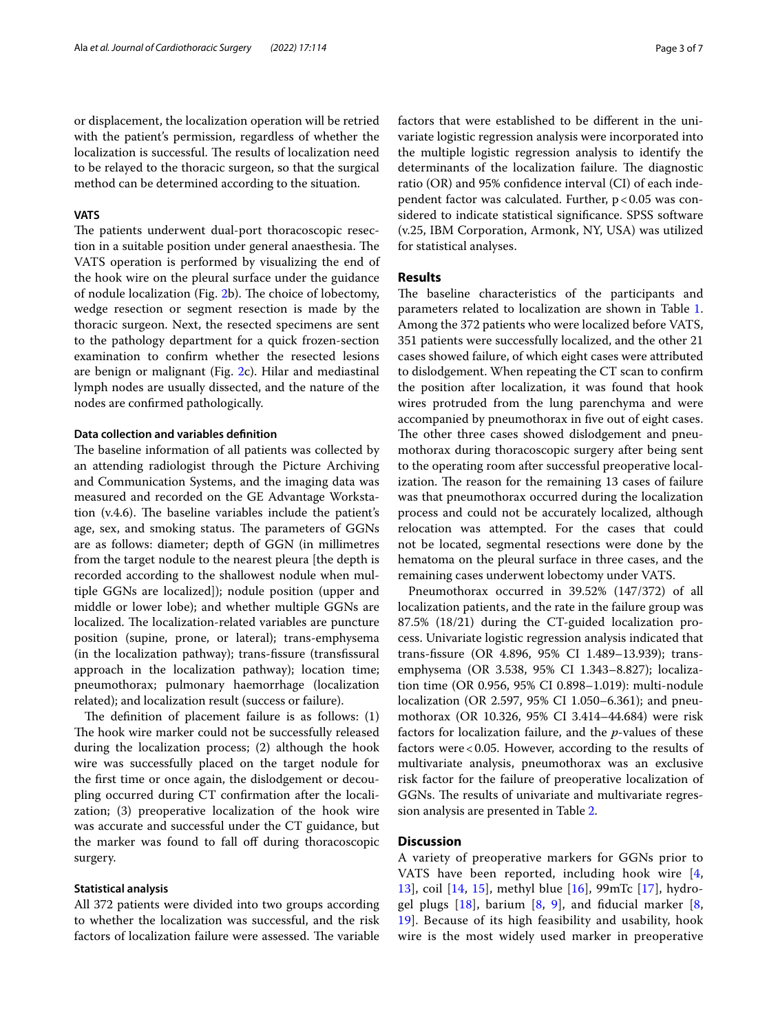or displacement, the localization operation will be retried with the patient's permission, regardless of whether the localization is successful. The results of localization need to be relayed to the thoracic surgeon, so that the surgical method can be determined according to the situation.

### VATS

The patients underwent dual-port thoracoscopic resection in a suitable position under general anaesthesia. The VATS operation is performed by visualizing the end of the hook wire on the pleural surface under the guidance of nodule localization (Fig. 2b). The choice of lobectomy, wedge resection or segment resection is made by the thoracic surgeon. Next, the resected specimens are sent to the pathology department for a quick frozen-section examination to confirm whether the resected lesions are benign or malignant (Fig. 2c). Hilar and mediastinal lymph nodes are usually dissected, and the nature of the nodes are confirmed pathologically.

#### Data collection and variables definition

The baseline information of all patients was collected by an attending radiologist through the Picture Archiving and Communication Systems, and the imaging data was measured and recorded on the GE Advantage Workstation (v.4.6). The baseline variables include the patient's age, sex, and smoking status. The parameters of GGNs are as follows: diameter; depth of GGN (in millimetres from the target nodule to the nearest pleura [the depth is recorded according to the shallowest nodule when multiple GGNs are localized]); nodule position (upper and middle or lower lobe); and whether multiple GGNs are localized. The localization-related variables are puncture position (supine, prone, or lateral); trans-emphysema (in the localization pathway); trans-fissure (transfissural approach in the localization pathway); location time; pneumothorax; pulmonary haemorrhage (localization related); and localization result (success or failure).

The definition of placement failure is as follows: (1) The hook wire marker could not be successfully released during the localization process; (2) although the hook wire was successfully placed on the target nodule for the first time or once again, the dislodgement or decoupling occurred during CT confirmation after the localization; (3) preoperative localization of the hook wire was accurate and successful under the CT guidance, but the marker was found to fall off during thoracoscopic surgery.

#### Statistical analysis

All 372 patients were divided into two groups according to whether the localization was successful, and the risk factors of localization failure were assessed. The variable factors that were established to be different in the univariate logistic regression analysis were incorporated into the multiple logistic regression analysis to identify the determinants of the localization failure. The diagnostic ratio (OR) and 95% confidence interval (CI) of each independent factor was calculated. Further, $p < 0.05$ was considered to indicate statistical significance. SPSS software (v.25, IBM Corporation, Armonk, NY, USA) was utilized for statistical analyses.

## Results

The baseline characteristics of the participants and parameters related to localization are shown in Table 1. Among the 372 patients who were localized before VATS, 351 patients were successfully localized, and the other 21 cases showed failure, of which eight cases were attributed to dislodgement. When repeating the CT scan to confirm the position after localization, it was found that hook wires protruded from the lung parenchyma and were accompanied by pneumothorax in five out of eight cases. The other three cases showed dislodgement and pneumothorax during thoracoscopic surgery after being sent to the operating room after successful preoperative localization. The reason for the remaining 13 cases of failure was that pneumothorax occurred during the localization process and could not be accurately localized, although relocation was attempted. For the cases that could not be located, segmental resections were done by the hematoma on the pleural surface in three cases, and the remaining cases underwent lobectomy under VATS.

Pneumothorax occurred in 39.52% (147/372) of all localization patients, and the rate in the failure group was 87.5% (18/21) during the CT-guided localization process. Univariate logistic regression analysis indicated that trans-fissure (OR 4.896, 95% CI 1.489–13.939); trans-emphysema (OR 3.538, 95% CI 1.343–8.827); localization time (OR 0.956, 95% CI 0.898–1.019): multi-nodule localization (OR 2.597, 95% CI 1.050–6.361); and pneumothorax (OR 10.326, 95% CI 3.414–44.684) were risk factors for localization failure, and the *p*-values of these factors were $< 0.05$. However, according to the results of multivariate analysis, pneumothorax was an exclusive risk factor for the failure of preoperative localization of GGNs. The results of univariate and multivariate regression analysis are presented in Table 2.

## Discussion

A variety of preoperative markers for GGNs prior to VATS have been reported, including hook wire [4, 13], coil [14, 15], methyl blue [16], 99mTc [17], hydrogel plugs [18], barium [8, 9], and fiducial marker [8, 19]. Because of its high feasibility and usability, hook wire is the most widely used marker in preoperative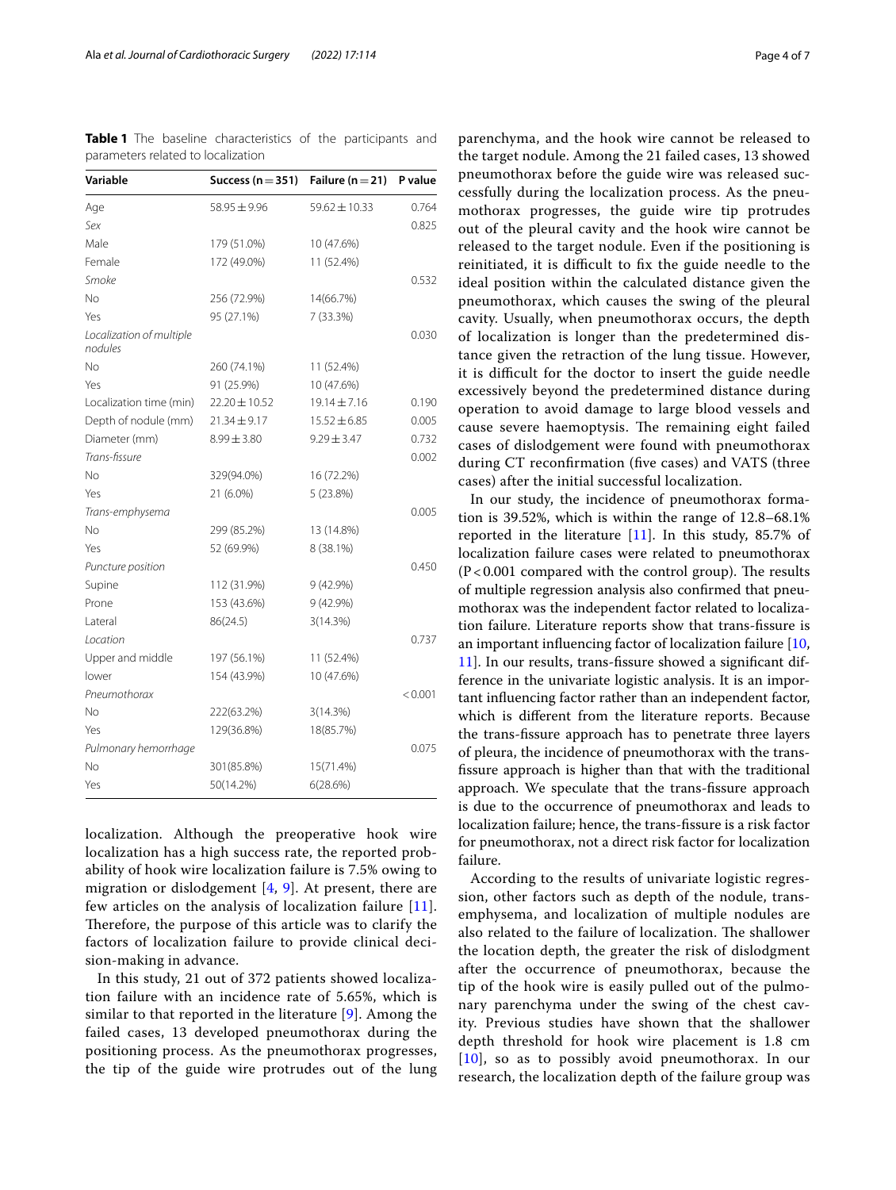**Table 1** The baseline characteristics of the participants and parameters related to localization

| Variable | Success (n = 351) | Failure (n = 21) | P value |
|---|---|---|---|
| Age | 58.95 ± 9.96 | 59.62 ± 10.33 | 0.764 |
| *Sex* | | | 0.825 |
| Male | 179 (51.0%) | 10 (47.6%) | |
| Female | 172 (49.0%) | 11 (52.4%) | |
| *Smoke* | | | 0.532 |
| No | 256 (72.9%) | 14(66.7%) | |
| Yes | 95 (27.1%) | 7 (33.3%) | |
| *Localization of multiple nodules* | | | 0.030 |
| No | 260 (74.1%) | 11 (52.4%) | |
| Yes | 91 (25.9%) | 10 (47.6%) | |
| Localization time (min) | 22.20 ± 10.52 | 19.14 ± 7.16 | 0.190 |
| Depth of nodule (mm) | 21.34 ± 9.17 | 15.52 ± 6.85 | 0.005 |
| Diameter (mm) | 8.99 ± 3.80 | 9.29 ± 3.47 | 0.732 |
| *Trans-fissure* | | | 0.002 |
| No | 329(94.0%) | 16 (72.2%) | |
| Yes | 21 (6.0%) | 5 (23.8%) | |
| *Trans-emphysema* | | | 0.005 |
| No | 299 (85.2%) | 13 (14.8%) | |
| Yes | 52 (69.9%) | 8 (38.1%) | |
| *Puncture position* | | | 0.450 |
| Supine | 112 (31.9%) | 9 (42.9%) | |
| Prone | 153 (43.6%) | 9 (42.9%) | |
| Lateral | 86(24.5) | 3(14.3%) | |
| *Location* | | | 0.737 |
| Upper and middle | 197 (56.1%) | 11 (52.4%) | |
| lower | 154 (43.9%) | 10 (47.6%) | |
| *Pneumothorax* | | | < 0.001 |
| No | 222(63.2%) | 3(14.3%) | |
| Yes | 129(36.8%) | 18(85.7%) | |
| *Pulmonary hemorrhage* | | | 0.075 |
| No | 301(85.8%) | 15(71.4%) | |
| Yes | 50(14.2%) | 6(28.6%) | |

localization. Although the preoperative hook wire localization has a high success rate, the reported probability of hook wire localization failure is 7.5% owing to migration or dislodgement [4, 9]. At present, there are few articles on the analysis of localization failure [11]. Therefore, the purpose of this article was to clarify the factors of localization failure to provide clinical decision-making in advance.

In this study, 21 out of 372 patients showed localization failure with an incidence rate of 5.65%, which is similar to that reported in the literature [9]. Among the failed cases, 13 developed pneumothorax during the positioning process. As the pneumothorax progresses, the tip of the guide wire protrudes out of the lung parenchyma, and the hook wire cannot be released to the target nodule. Among the 21 failed cases, 13 showed pneumothorax before the guide wire was released successfully during the localization process. As the pneumothorax progresses, the guide wire tip protrudes out of the pleural cavity and the hook wire cannot be released to the target nodule. Even if the positioning is reinitiated, it is difficult to fix the guide needle to the ideal position within the calculated distance given the pneumothorax, which causes the swing of the pleural cavity. Usually, when pneumothorax occurs, the depth of localization is longer than the predetermined distance given the retraction of the lung tissue. However, it is difficult for the doctor to insert the guide needle excessively beyond the predetermined distance during operation to avoid damage to large blood vessels and cause severe haemoptysis. The remaining eight failed cases of dislodgement were found with pneumothorax during CT reconfirmation (five cases) and VATS (three cases) after the initial successful localization.

In our study, the incidence of pneumothorax formation is 39.52%, which is within the range of 12.8–68.1% reported in the literature [11]. In this study, 85.7% of localization failure cases were related to pneumothorax ($P < 0.001$ compared with the control group). The results of multiple regression analysis also confirmed that pneumothorax was the independent factor related to localization failure. Literature reports show that trans-fissure is an important influencing factor of localization failure [10, 11]. In our results, trans-fissure showed a significant difference in the univariate logistic analysis. It is an important influencing factor rather than an independent factor, which is different from the literature reports. Because the trans-fissure approach has to penetrate three layers of pleura, the incidence of pneumothorax with the trans-fissure approach is higher than that with the traditional approach. We speculate that the trans-fissure approach is due to the occurrence of pneumothorax and leads to localization failure; hence, the trans-fissure is a risk factor for pneumothorax, not a direct risk factor for localization failure.

According to the results of univariate logistic regression, other factors such as depth of the nodule, trans-emphysema, and localization of multiple nodules are also related to the failure of localization. The shallower the location depth, the greater the risk of dislodgment after the occurrence of pneumothorax, because the tip of the hook wire is easily pulled out of the pulmonary parenchyma under the swing of the chest cavity. Previous studies have shown that the shallower depth threshold for hook wire placement is 1.8 cm [10], so as to possibly avoid pneumothorax. In our research, the localization depth of the failure group was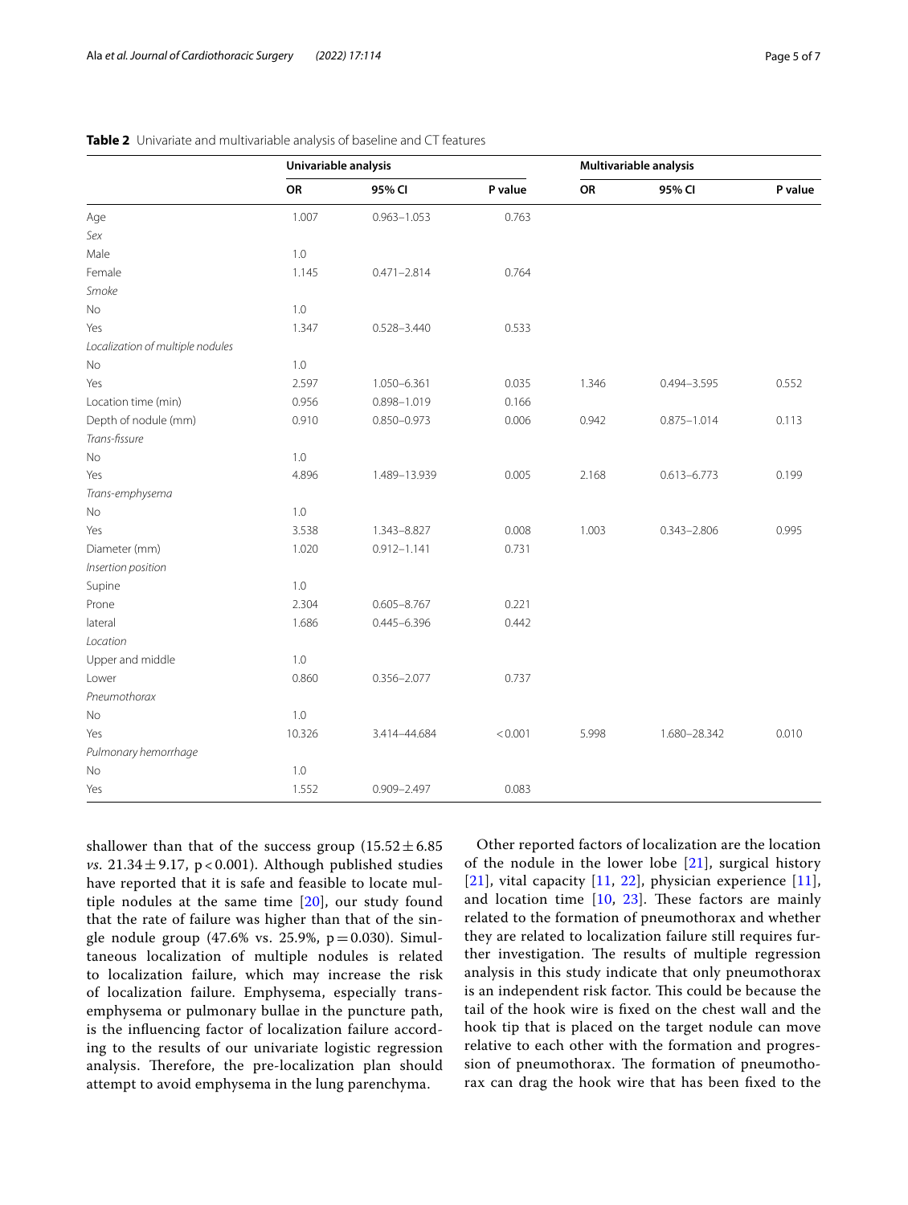**Table 2** Univariate and multivariable analysis of baseline and CT features

| | Univariable analysis | | | Multivariable analysis | | |
|---|---|---|---|---|---|---|
| | OR | 95% CI | P value | OR | 95% CI | P value |
| Age | 1.007 | 0.963–1.053 | 0.763 | | | |
| *Sex* | | | | | | |
| Male | 1.0 | | | | | |
| Female | 1.145 | 0.471–2.814 | 0.764 | | | |
| *Smoke* | | | | | | |
| No | 1.0 | | | | | |
| Yes | 1.347 | 0.528–3.440 | 0.533 | | | |
| *Localization of multiple nodules* | | | | | | |
| No | 1.0 | | | | | |
| Yes | 2.597 | 1.050–6.361 | 0.035 | 1.346 | 0.494–3.595 | 0.552 |
| Location time (min) | 0.956 | 0.898–1.019 | 0.166 | | | |
| Depth of nodule (mm) | 0.910 | 0.850–0.973 | 0.006 | 0.942 | 0.875–1.014 | 0.113 |
| *Trans-fissure* | | | | | | |
| No | 1.0 | | | | | |
| Yes | 4.896 | 1.489–13.939 | 0.005 | 2.168 | 0.613–6.773 | 0.199 |
| *Trans-emphysema* | | | | | | |
| No | 1.0 | | | | | |
| Yes | 3.538 | 1.343–8.827 | 0.008 | 1.003 | 0.343–2.806 | 0.995 |
| Diameter (mm) | 1.020 | 0.912–1.141 | 0.731 | | | |
| *Insertion position* | | | | | | |
| Supine | 1.0 | | | | | |
| Prone | 2.304 | 0.605–8.767 | 0.221 | | | |
| lateral | 1.686 | 0.445–6.396 | 0.442 | | | |
| *Location* | | | | | | |
| Upper and middle | 1.0 | | | | | |
| Lower | 0.860 | 0.356–2.077 | 0.737 | | | |
| *Pneumothorax* | | | | | | |
| No | 1.0 | | | | | |
| Yes | 10.326 | 3.414–44.684 | <0.001 | 5.998 | 1.680–28.342 | 0.010 |
| *Pulmonary hemorrhage* | | | | | | |
| No | 1.0 | | | | | |
| Yes | 1.552 | 0.909–2.497 | 0.083 | | | |

shallower than that of the success group ($15.52 \pm 6.85$ *vs.* $21.34 \pm 9.17$, $p < 0.001$). Although published studies have reported that it is safe and feasible to locate multiple nodules at the same time [20], our study found that the rate of failure was higher than that of the single nodule group (47.6% vs. 25.9%, $p = 0.030$). Simultaneous localization of multiple nodules is related to localization failure, which may increase the risk of localization failure. Emphysema, especially trans-emphysema or pulmonary bullae in the puncture path, is the influencing factor of localization failure according to the results of our univariate logistic regression analysis. Therefore, the pre-localization plan should attempt to avoid emphysema in the lung parenchyma.

Other reported factors of localization are the location of the nodule in the lower lobe [21], surgical history [21], vital capacity [11, 22], physician experience [11], and location time [10, 23]. These factors are mainly related to the formation of pneumothorax and whether they are related to localization failure still requires further investigation. The results of multiple regression analysis in this study indicate that only pneumothorax is an independent risk factor. This could be because the tail of the hook wire is fixed on the chest wall and the hook tip that is placed on the target nodule can move relative to each other with the formation and progression of pneumothorax. The formation of pneumothorax can drag the hook wire that has been fixed to the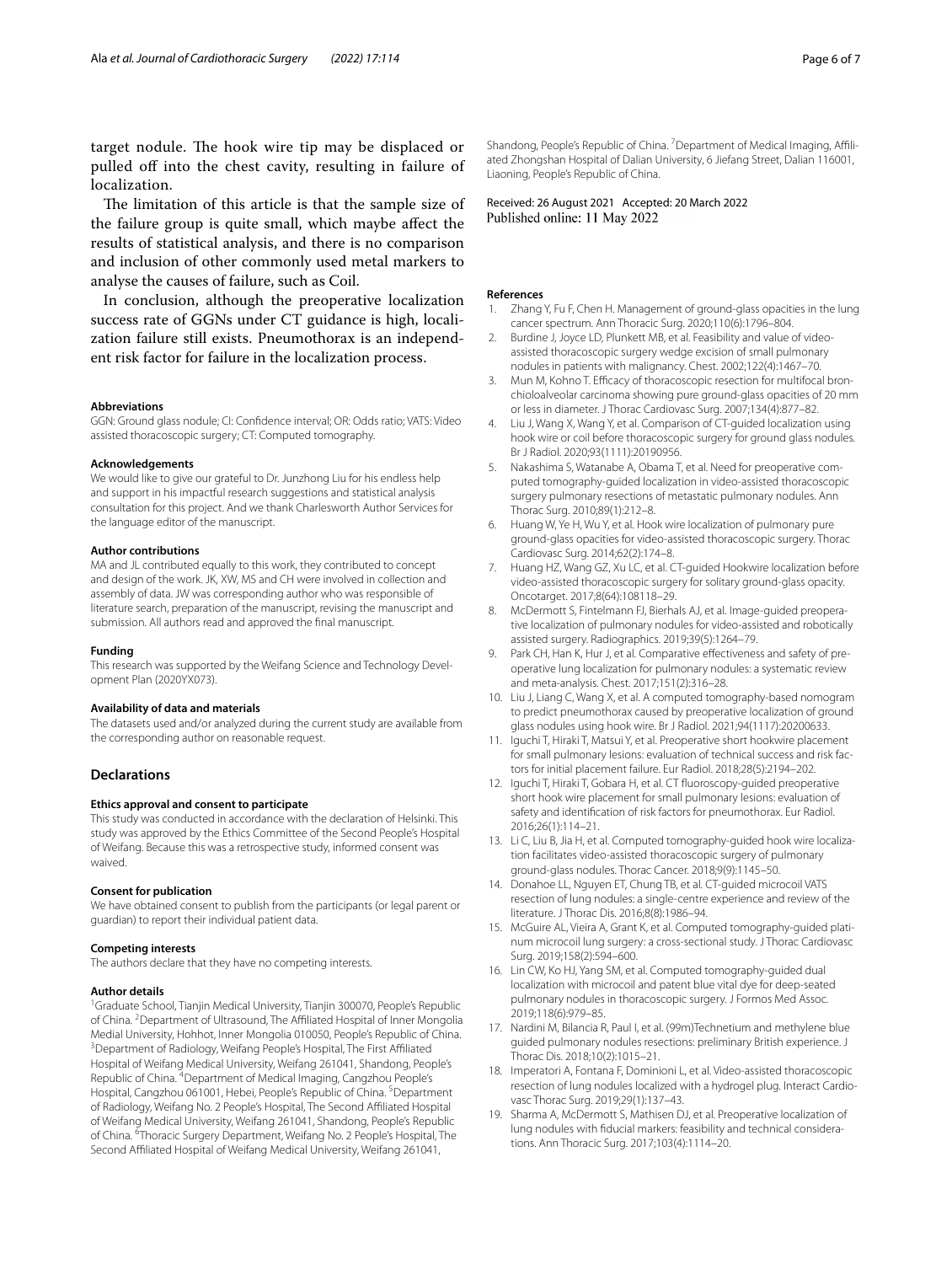target nodule. The hook wire tip may be displaced or pulled off into the chest cavity, resulting in failure of localization.

The limitation of this article is that the sample size of the failure group is quite small, which maybe affect the results of statistical analysis, and there is no comparison and inclusion of other commonly used metal markers to analyse the causes of failure, such as Coil.

In conclusion, although the preoperative localization success rate of GGNs under CT guidance is high, localization failure still exists. Pneumothorax is an independent risk factor for failure in the localization process.

#### Abbreviations
GGN: Ground glass nodule; CI: Confidence interval; OR: Odds ratio; VATS: Video assisted thoracoscopic surgery; CT: Computed tomography.

#### Acknowledgements
We would like to give our grateful to Dr. Junzhong Liu for his endless help and support in his impactful research suggestions and statistical analysis consultation for this project. And we thank Charlesworth Author Services for the language editor of the manuscript.

#### Author contributions
MA and JL contributed equally to this work, they contributed to concept and design of the work. JK, XW, MS and CH were involved in collection and assembly of data. JW was corresponding author who was responsible of literature search, preparation of the manuscript, revising the manuscript and submission. All authors read and approved the final manuscript.

#### Funding
This research was supported by the Weifang Science and Technology Development Plan (2020YX073).

#### Availability of data and materials
The datasets used and/or analyzed during the current study are available from the corresponding author on reasonable request.

## Declarations

#### Ethics approval and consent to participate
This study was conducted in accordance with the declaration of Helsinki. This study was approved by the Ethics Committee of the Second People's Hospital of Weifang. Because this was a retrospective study, informed consent was waived.

#### Consent for publication
We have obtained consent to publish from the participants (or legal parent or guardian) to report their individual patient data.

#### Competing interests
The authors declare that they have no competing interests.

#### Author details
[1]Graduate School, Tianjin Medical University, Tianjin 300070, People's Republic of China. [2]Department of Ultrasound, The Affiliated Hospital of Inner Mongolia Medial University, Hohhot, Inner Mongolia 010050, People's Republic of China. [3]Department of Radiology, Weifang People's Hospital, The First Affiliated Hospital of Weifang Medical University, Weifang 261041, Shandong, People's Republic of China. [4]Department of Medical Imaging, Cangzhou People's Hospital, Cangzhou 061001, Hebei, People's Republic of China. [5]Department of Radiology, Weifang No. 2 People's Hospital, The Second Affiliated Hospital of Weifang Medical University, Weifang 261041, Shandong, People's Republic of China. [6]Thoracic Surgery Department, Weifang No. 2 People's Hospital, The Second Affiliated Hospital of Weifang Medical University, Weifang 261041, Shandong, People's Republic of China. [7]Department of Medical Imaging, Affiliated Zhongshan Hospital of Dalian University, 6 Jiefang Street, Dalian 116001, Liaoning, People's Republic of China.

Received: 26 August 2021 Accepted: 20 March 2022
Published online: 11 May 2022

#### References
1. Zhang Y, Fu F, Chen H. Management of ground-glass opacities in the lung cancer spectrum. Ann Thoracic Surg. 2020;110(6):1796–804.
2. Burdine J, Joyce LD, Plunkett MB, et al. Feasibility and value of video-assisted thoracoscopic surgery wedge excision of small pulmonary nodules in patients with malignancy. Chest. 2002;122(4):1467–70.
3. Mun M, Kohno T. Efficacy of thoracoscopic resection for multifocal bronchioloalveolar carcinoma showing pure ground-glass opacities of 20 mm or less in diameter. J Thorac Cardiovasc Surg. 2007;134(4):877–82.
4. Liu J, Wang X, Wang Y, et al. Comparison of CT-guided localization using hook wire or coil before thoracoscopic surgery for ground glass nodules. Br J Radiol. 2020;93(1111):20190956.
5. Nakashima S, Watanabe A, Obama T, et al. Need for preoperative computed tomography-guided localization in video-assisted thoracoscopic surgery pulmonary resections of metastatic pulmonary nodules. Ann Thorac Surg. 2010;89(1):212–8.
6. Huang W, Ye H, Wu Y, et al. Hook wire localization of pulmonary pure ground-glass opacities for video-assisted thoracoscopic surgery. Thorac Cardiovasc Surg. 2014;62(2):174–8.
7. Huang HZ, Wang GZ, Xu LC, et al. CT-guided Hookwire localization before video-assisted thoracoscopic surgery for solitary ground-glass opacity. Oncotarget. 2017;8(64):108118–29.
8. McDermott S, Fintelmann FJ, Bierhals AJ, et al. Image-guided preoperative localization of pulmonary nodules for video-assisted and robotically assisted surgery. Radiographics. 2019;39(5):1264–79.
9. Park CH, Han K, Hur J, et al. Comparative effectiveness and safety of preoperative lung localization for pulmonary nodules: a systematic review and meta-analysis. Chest. 2017;151(2):316–28.
10. Liu J, Liang C, Wang X, et al. A computed tomography-based nomogram to predict pneumothorax caused by preoperative localization of ground glass nodules using hook wire. Br J Radiol. 2021;94(1117):20200633.
11. Iguchi T, Hiraki T, Matsui Y, et al. Preoperative short hookwire placement for small pulmonary lesions: evaluation of technical success and risk factors for initial placement failure. Eur Radiol. 2018;28(5):2194–202.
12. Iguchi T, Hiraki T, Gobara H, et al. CT fluoroscopy-guided preoperative short hook wire placement for small pulmonary lesions: evaluation of safety and identification of risk factors for pneumothorax. Eur Radiol. 2016;26(1):114–21.
13. Li C, Liu B, Jia H, et al. Computed tomography-guided hook wire localization facilitates video-assisted thoracoscopic surgery of pulmonary ground-glass nodules. Thorac Cancer. 2018;9(9):1145–50.
14. Donahoe LL, Nguyen ET, Chung TB, et al. CT-guided microcoil VATS resection of lung nodules: a single-centre experience and review of the literature. J Thorac Dis. 2016;8(8):1986–94.
15. McGuire AL, Vieira A, Grant K, et al. Computed tomography-guided platinum microcoil lung surgery: a cross-sectional study. J Thorac Cardiovasc Surg. 2019;158(2):594–600.
16. Lin CW, Ko HJ, Yang SM, et al. Computed tomography-guided dual localization with microcoil and patent blue vital dye for deep-seated pulmonary nodules in thoracoscopic surgery. J Formos Med Assoc. 2019;118(6):979–85.
17. Nardini M, Bilancia R, Paul I, et al. (99m)Technetium and methylene blue guided pulmonary nodules resections: preliminary British experience. J Thorac Dis. 2018;10(2):1015–21.
18. Imperatori A, Fontana F, Dominioni L, et al. Video-assisted thoracoscopic resection of lung nodules localized with a hydrogel plug. Interact Cardiovasc Thorac Surg. 2019;29(1):137–43.
19. Sharma A, McDermott S, Mathisen DJ, et al. Preoperative localization of lung nodules with fiducial markers: feasibility and technical considerations. Ann Thoracic Surg. 2017;103(4):1114–20.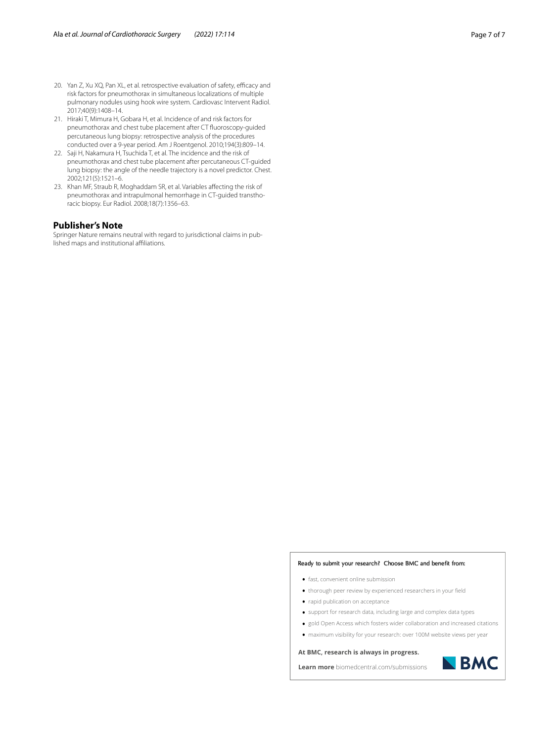20. Yan Z, Xu XQ, Pan XL, et al. retrospective evaluation of safety, efficacy and risk factors for pneumothorax in simultaneous localizations of multiple pulmonary nodules using hook wire system. Cardiovasc Intervent Radiol. 2017;40(9):1408–14.
21. Hiraki T, Mimura H, Gobara H, et al. Incidence of and risk factors for pneumothorax and chest tube placement after CT fluoroscopy-guided percutaneous lung biopsy: retrospective analysis of the procedures conducted over a 9-year period. Am J Roentgenol. 2010;194(3):809–14.
22. Saji H, Nakamura H, Tsuchida T, et al. The incidence and the risk of pneumothorax and chest tube placement after percutaneous CT-guided lung biopsy: the angle of the needle trajectory is a novel predictor. Chest. 2002;121(5):1521–6.
23. Khan MF, Straub R, Moghaddam SR, et al. Variables affecting the risk of pneumothorax and intrapulmonal hemorrhage in CT-guided transthoracic biopsy. Eur Radiol. 2008;18(7):1356–63.

## Publisher's Note

Springer Nature remains neutral with regard to jurisdictional claims in published maps and institutional affiliations.

Ready to submit your research? Choose BMC and benefit from:

- fast, convenient online submission
- thorough peer review by experienced researchers in your field
- rapid publication on acceptance
- support for research data, including large and complex data types
- gold Open Access which fosters wider collaboration and increased citations
- maximum visibility for your research: over 100M website views per year

**At BMC, research is always in progress.**

**Learn more** biomedcentral.com/submissions

BMC